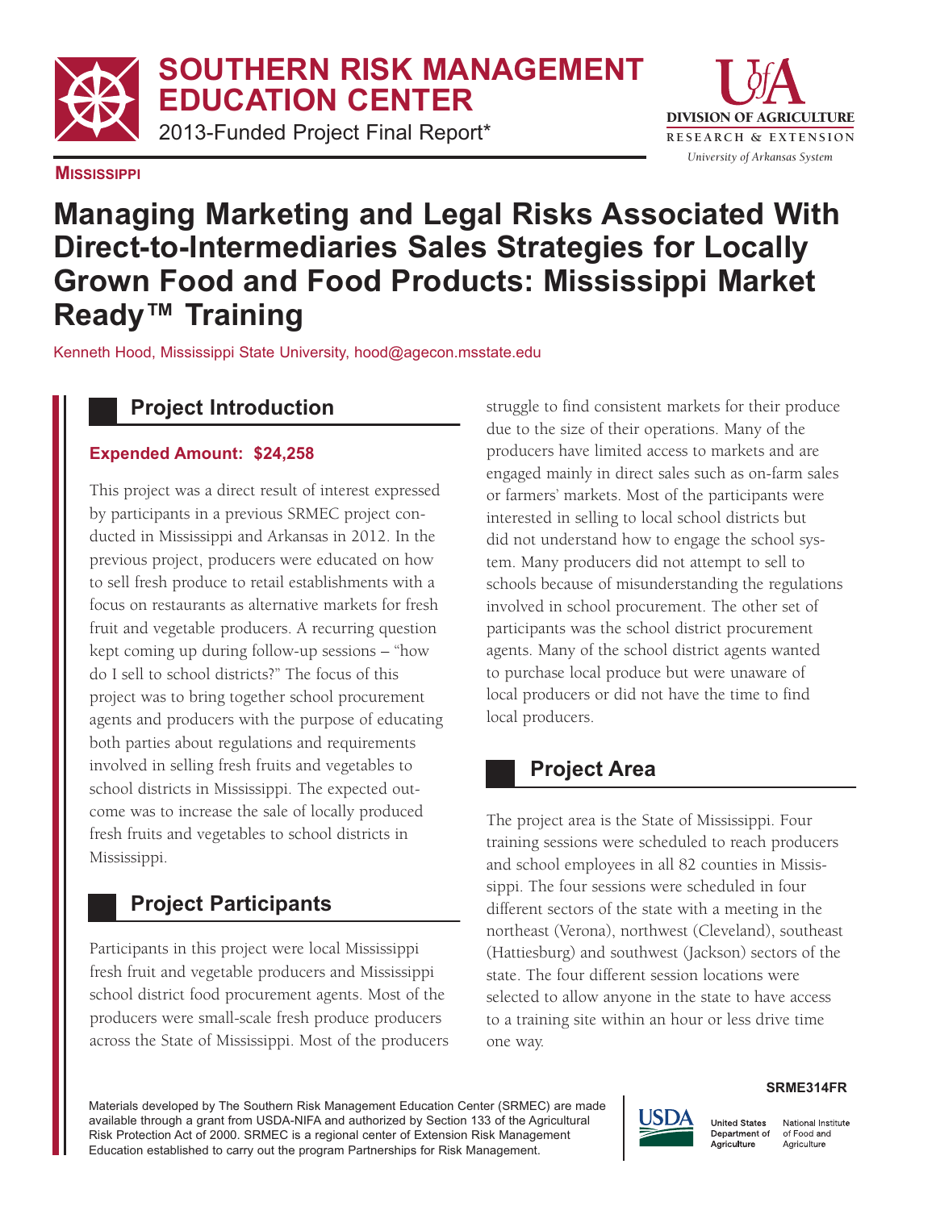# SOUTHERN RISK MANAGEMENT EDUCATION CENTER

2013-Funded Project Final Report*

**MISSISSIPPI**

# Managing Marketing and Legal Risks Associated With Direct-to-Intermediaries Sales Strategies for Locally Grown Food and Food Products: Mississippi Market Ready™ Training

Kenneth Hood, Mississippi State University, hood@agecon.msstate.edu

## Project Introduction

**Expended Amount: $24,258**

This project was a direct result of interest expressed by participants in a previous SRMEC project conducted in Mississippi and Arkansas in 2012. In the previous project, producers were educated on how to sell fresh produce to retail establishments with a focus on restaurants as alternative markets for fresh fruit and vegetable producers. A recurring question kept coming up during follow-up sessions – "how do I sell to school districts?" The focus of this project was to bring together school procurement agents and producers with the purpose of educating both parties about regulations and requirements involved in selling fresh fruits and vegetables to school districts in Mississippi. The expected outcome was to increase the sale of locally produced fresh fruits and vegetables to school districts in Mississippi.

## Project Participants

Participants in this project were local Mississippi fresh fruit and vegetable producers and Mississippi school district food procurement agents. Most of the producers were small-scale fresh produce producers across the State of Mississippi. Most of the producers struggle to find consistent markets for their produce due to the size of their operations. Many of the producers have limited access to markets and are engaged mainly in direct sales such as on-farm sales or farmers' markets. Most of the participants were interested in selling to local school districts but did not understand how to engage the school system. Many producers did not attempt to sell to schools because of misunderstanding the regulations involved in school procurement. The other set of participants was the school district procurement agents. Many of the school district agents wanted to purchase local produce but were unaware of local producers or did not have the time to find local producers.

## Project Area

The project area is the State of Mississippi. Four training sessions were scheduled to reach producers and school employees in all 82 counties in Mississippi. The four sessions were scheduled in four different sectors of the state with a meeting in the northeast (Verona), northwest (Cleveland), southeast (Hattiesburg) and southwest (Jackson) sectors of the state. The four different session locations were selected to allow anyone in the state to have access to a training site within an hour or less drive time one way.

SRME314FR

Materials developed by The Southern Risk Management Education Center (SRMEC) are made available through a grant from USDA-NIFA and authorized by Section 133 of the Agricultural Risk Protection Act of 2000. SRMEC is a regional center of Extension Risk Management Education established to carry out the program Partnerships for Risk Management.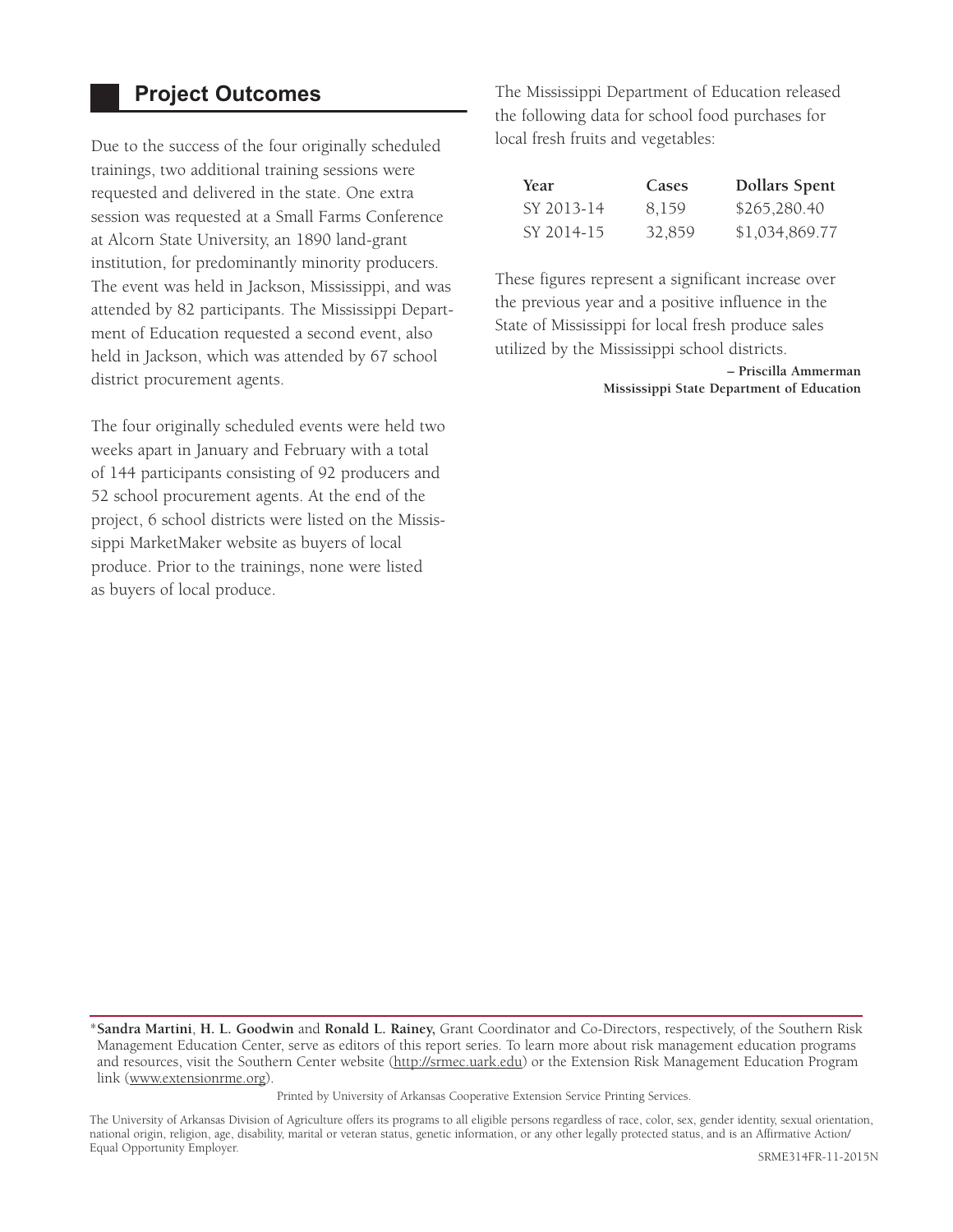## Project Outcomes

Due to the success of the four originally scheduled trainings, two additional training sessions were requested and delivered in the state. One extra session was requested at a Small Farms Conference at Alcorn State University, an 1890 land-grant institution, for predominantly minority producers. The event was held in Jackson, Mississippi, and was attended by 82 participants. The Mississippi Department of Education requested a second event, also held in Jackson, which was attended by 67 school district procurement agents.

The four originally scheduled events were held two weeks apart in January and February with a total of 144 participants consisting of 92 producers and 52 school procurement agents. At the end of the project, 6 school districts were listed on the Mississippi MarketMaker website as buyers of local produce. Prior to the trainings, none were listed as buyers of local produce.

The Mississippi Department of Education released the following data for school food purchases for local fresh fruits and vegetables:

| Year | Cases | Dollars Spent |
|---|---|---|
| SY 2013-14 | 8,159 | $265,280.40 |
| SY 2014-15 | 32,859 | $1,034,869.77 |

These figures represent a significant increase over the previous year and a positive influence in the State of Mississippi for local fresh produce sales utilized by the Mississippi school districts.

**– Priscilla Ammerman**
**Mississippi State Department of Education**

---

\***Sandra Martini**, **H. L. Goodwin** and **Ronald L. Rainey**, Grant Coordinator and Co-Directors, respectively, of the Southern Risk Management Education Center, serve as editors of this report series. To learn more about risk management education programs and resources, visit the Southern Center website (http://srmec.uark.edu) or the Extension Risk Management Education Program link (www.extensionrme.org).

Printed by University of Arkansas Cooperative Extension Service Printing Services.

The University of Arkansas Division of Agriculture offers its programs to all eligible persons regardless of race, color, sex, gender identity, sexual orientation, national origin, religion, age, disability, marital or veteran status, genetic information, or any other legally protected status, and is an Affirmative Action/Equal Opportunity Employer.

SRME314FR-11-2015N